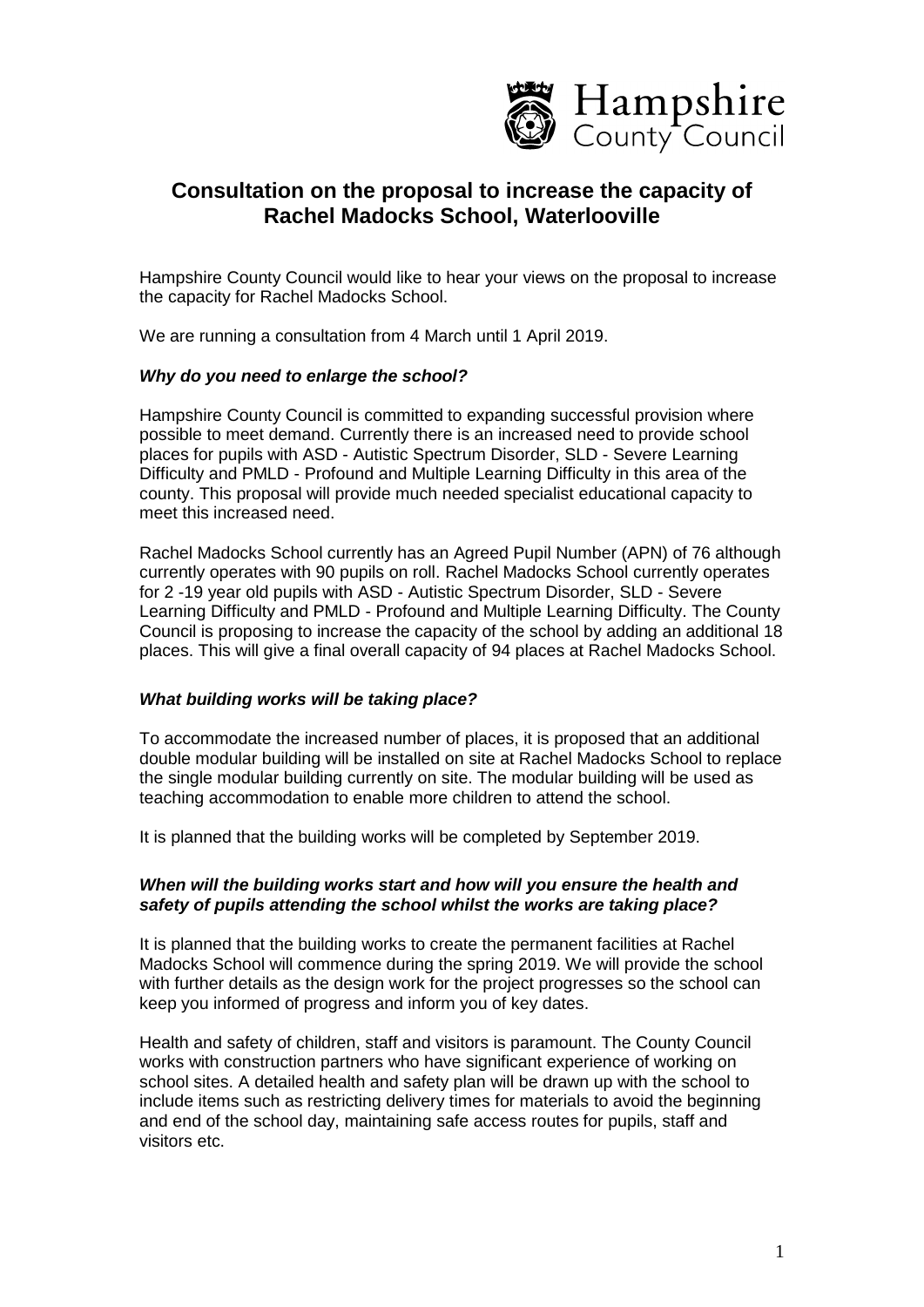Hampshire County Council

# Consultation on the proposal to increase the capacity of Rachel Madocks School, Waterlooville

Hampshire County Council would like to hear your views on the proposal to increase the capacity for Rachel Madocks School.

We are running a consultation from 4 March until 1 April 2019.

### ***Why do you need to enlarge the school?***

Hampshire County Council is committed to expanding successful provision where possible to meet demand. Currently there is an increased need to provide school places for pupils with ASD - Autistic Spectrum Disorder, SLD - Severe Learning Difficulty and PMLD - Profound and Multiple Learning Difficulty in this area of the county. This proposal will provide much needed specialist educational capacity to meet this increased need.

Rachel Madocks School currently has an Agreed Pupil Number (APN) of 76 although currently operates with 90 pupils on roll. Rachel Madocks School currently operates for 2 -19 year old pupils with ASD - Autistic Spectrum Disorder, SLD - Severe Learning Difficulty and PMLD - Profound and Multiple Learning Difficulty. The County Council is proposing to increase the capacity of the school by adding an additional 18 places. This will give a final overall capacity of 94 places at Rachel Madocks School.

### ***What building works will be taking place?***

To accommodate the increased number of places, it is proposed that an additional double modular building will be installed on site at Rachel Madocks School to replace the single modular building currently on site. The modular building will be used as teaching accommodation to enable more children to attend the school.

It is planned that the building works will be completed by September 2019.

### ***When will the building works start and how will you ensure the health and safety of pupils attending the school whilst the works are taking place?***

It is planned that the building works to create the permanent facilities at Rachel Madocks School will commence during the spring 2019. We will provide the school with further details as the design work for the project progresses so the school can keep you informed of progress and inform you of key dates.

Health and safety of children, staff and visitors is paramount. The County Council works with construction partners who have significant experience of working on school sites. A detailed health and safety plan will be drawn up with the school to include items such as restricting delivery times for materials to avoid the beginning and end of the school day, maintaining safe access routes for pupils, staff and visitors etc.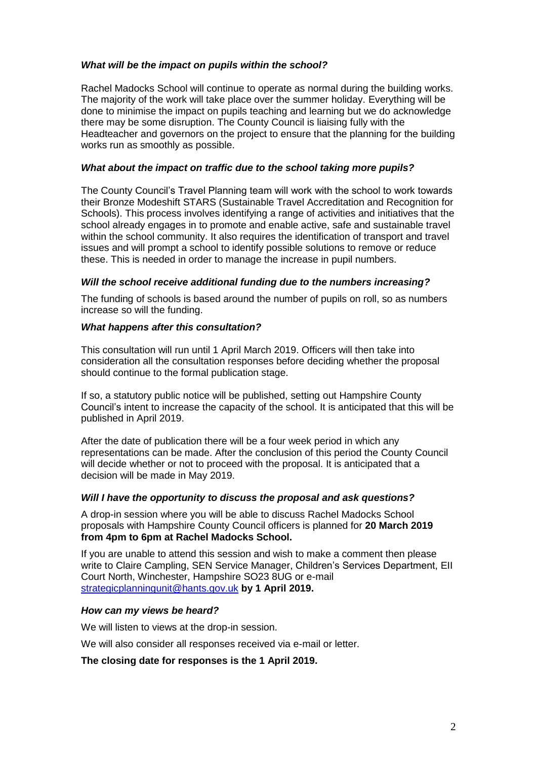***What will be the impact on pupils within the school?***

Rachel Madocks School will continue to operate as normal during the building works. The majority of the work will take place over the summer holiday. Everything will be done to minimise the impact on pupils teaching and learning but we do acknowledge there may be some disruption. The County Council is liaising fully with the Headteacher and governors on the project to ensure that the planning for the building works run as smoothly as possible.

***What about the impact on traffic due to the school taking more pupils?***

The County Council's Travel Planning team will work with the school to work towards their Bronze Modeshift STARS (Sustainable Travel Accreditation and Recognition for Schools). This process involves identifying a range of activities and initiatives that the school already engages in to promote and enable active, safe and sustainable travel within the school community. It also requires the identification of transport and travel issues and will prompt a school to identify possible solutions to remove or reduce these. This is needed in order to manage the increase in pupil numbers.

***Will the school receive additional funding due to the numbers increasing?***

The funding of schools is based around the number of pupils on roll, so as numbers increase so will the funding.

***What happens after this consultation?***

This consultation will run until 1 April March 2019. Officers will then take into consideration all the consultation responses before deciding whether the proposal should continue to the formal publication stage.

If so, a statutory public notice will be published, setting out Hampshire County Council's intent to increase the capacity of the school. It is anticipated that this will be published in April 2019.

After the date of publication there will be a four week period in which any representations can be made. After the conclusion of this period the County Council will decide whether or not to proceed with the proposal. It is anticipated that a decision will be made in May 2019.

***Will I have the opportunity to discuss the proposal and ask questions?***

A drop-in session where you will be able to discuss Rachel Madocks School proposals with Hampshire County Council officers is planned for **20 March 2019 from 4pm to 6pm at Rachel Madocks School.**

If you are unable to attend this session and wish to make a comment then please write to Claire Campling, SEN Service Manager, Children's Services Department, EII Court North, Winchester, Hampshire SO23 8UG or e-mail strategicplanningunit@hants.gov.uk **by 1 April 2019.**

***How can my views be heard?***

We will listen to views at the drop-in session.

We will also consider all responses received via e-mail or letter.

**The closing date for responses is the 1 April 2019.**